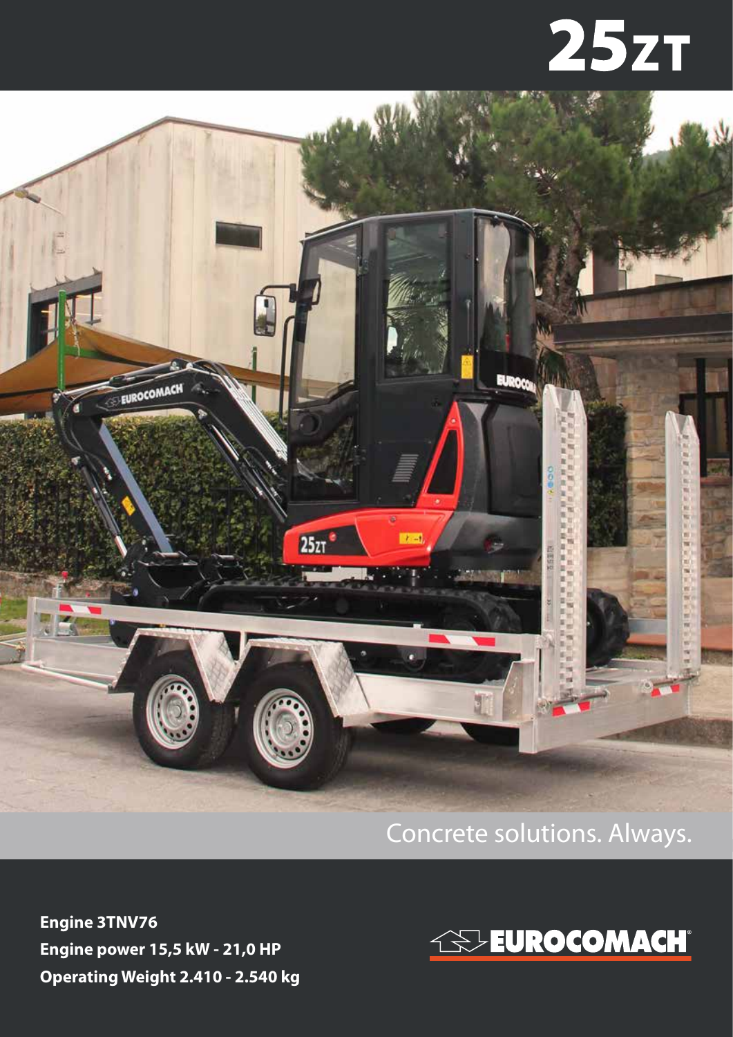# 25ZT

Concrete solutions. Always.

**Engine 3TNV76**
**Engine power 15,5 kW - 21,0 HP**
**Operating Weight 2.410 - 2.540 kg**

EUROCOMACH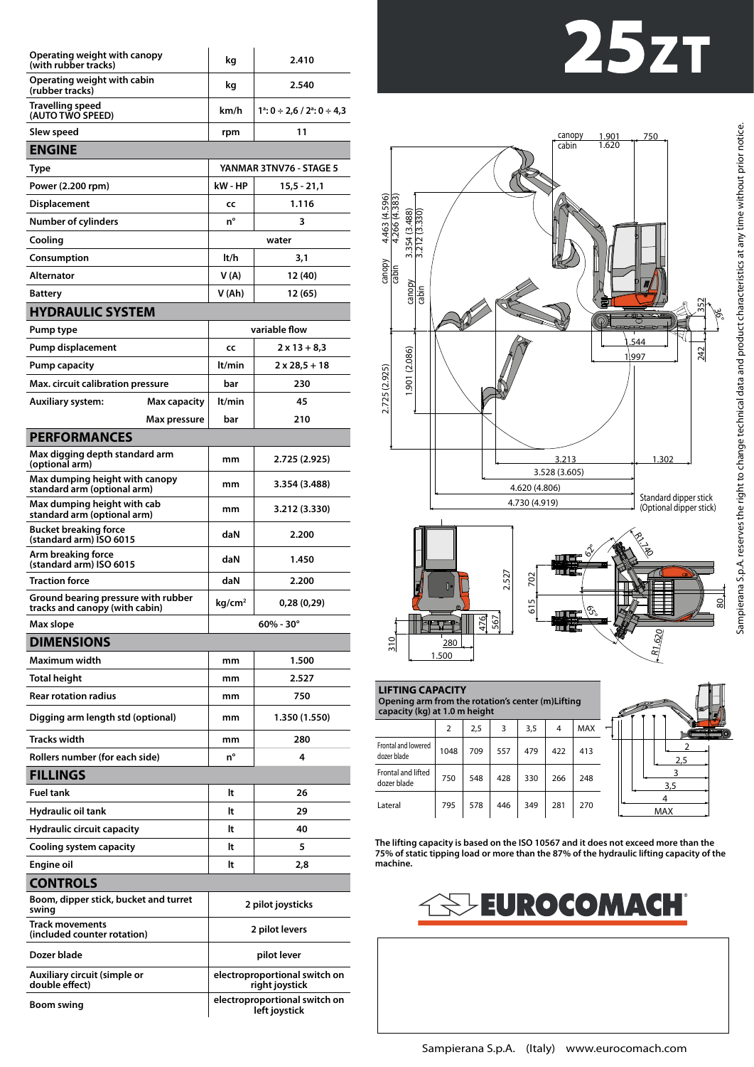# 25ZT

| | | |
|---|---|---|
| Operating weight with canopy (with rubber tracks) | kg | 2.410 |
| Operating weight with cabin (rubber tracks) | kg | 2.540 |
| Travelling speed (AUTO TWO SPEED) | km/h | 1ª: 0 ÷ 2,6 / 2ª: 0 ÷ 4,3 |
| Slew speed | rpm | 11 |

## ENGINE

| | | |
|---|---|---|
| Type | YANMAR 3TNV76 - STAGE 5 | |
| Power (2.200 rpm) | kW - HP | 15,5 - 21,1 |
| Displacement | cc | 1.116 |
| Number of cylinders | n° | 3 |
| Cooling | water | |
| Consumption | lt/h | 3,1 |
| Alternator | V (A) | 12 (40) |
| Battery | V (Ah) | 12 (65) |

## HYDRAULIC SYSTEM

| | | |
|---|---|---|
| Pump type | variable flow | |
| Pump displacement | cc | 2 x 13 + 8,3 |
| Pump capacity | lt/min | 2 x 28,5 + 18 |
| Max. circuit calibration pressure | bar | 230 |
| Auxiliary system: Max capacity | lt/min | 45 |
| Max pressure | bar | 210 |

## PERFORMANCES

| | | |
|---|---|---|
| Max digging depth standard arm (optional arm) | mm | 2.725 (2.925) |
| Max dumping height with canopy standard arm (optional arm) | mm | 3.354 (3.488) |
| Max dumping height with cab standard arm (optional arm) | mm | 3.212 (3.330) |
| Bucket breaking force (standard arm) ISO 6015 | daN | 2.200 |
| Arm breaking force (standard arm) ISO 6015 | daN | 1.450 |
| Traction force | daN | 2.200 |
| Ground bearing pressure with rubber tracks and canopy (with cabin) | kg/cm² | 0,28 (0,29) |
| Max slope | 60% - 30° | |

## DIMENSIONS

| | | |
|---|---|---|
| Maximum width | mm | 1.500 |
| Total height | mm | 2.527 |
| Rear rotation radius | mm | 750 |
| Digging arm length std (optional) | mm | 1.350 (1.550) |
| Tracks width | mm | 280 |
| Rollers number (for each side) | n° | 4 |

## FILLINGS

| | | |
|---|---|---|
| Fuel tank | lt | 26 |
| Hydraulic oil tank | lt | 29 |
| Hydraulic circuit capacity | lt | 40 |
| Cooling system capacity | lt | 5 |
| Engine oil | lt | 2,8 |

## CONTROLS

| | |
|---|---|
| Boom, dipper stick, bucket and turret swing | 2 pilot joysticks |
| Track movements (included counter rotation) | 2 pilot levers |
| Dozer blade | pilot lever |
| Auxiliary circuit (simple or double effect) | electroproportional switch on right joystick |
| Boom swing | electroproportional switch on left joystick |

canopy cabin 1.901 1.620 750
canopy 4.463 (4.596) cabin 4.266 (4.383)
canopy 3.354 (3.488) cabin 3.212 (3.330)
352 36° 242
1.544
1.997
2.725 (2.925) 1.901 (2.086)
3.213 1.302
3.528 (3.605)
4.620 (4.806)
4.730 (4.919)
Standard dipper stick (Optional dipper stick)

2.527 476 567 310 280 1.500
702 615 62° 65° R1.740 R1.620 80

## LIFTING CAPACITY

Opening arm from the rotation's center (m)Lifting capacity (kg) at 1.0 m height

| | 2 | 2,5 | 3 | 3,5 | 4 | MAX |
|---|---|---|---|---|---|---|
| Frontal and lowered dozer blade | 1048 | 709 | 557 | 479 | 422 | 413 |
| Frontal and lifted dozer blade | 750 | 548 | 428 | 330 | 266 | 248 |
| Lateral | 795 | 578 | 446 | 349 | 281 | 270 |

2 2,5 3 3,5 4 MAX

**The lifting capacity is based on the ISO 10567 and it does not exceed more than the 75% of static tipping load or more than the 87% of the hydraulic lifting capacity of the machine.**

EUROCOMACH®

Sampierana S.p.A. reserves the right to change technical data and product characteristics at any time without prior notice.

Sampierana S.p.A. (Italy) www.eurocomach.com